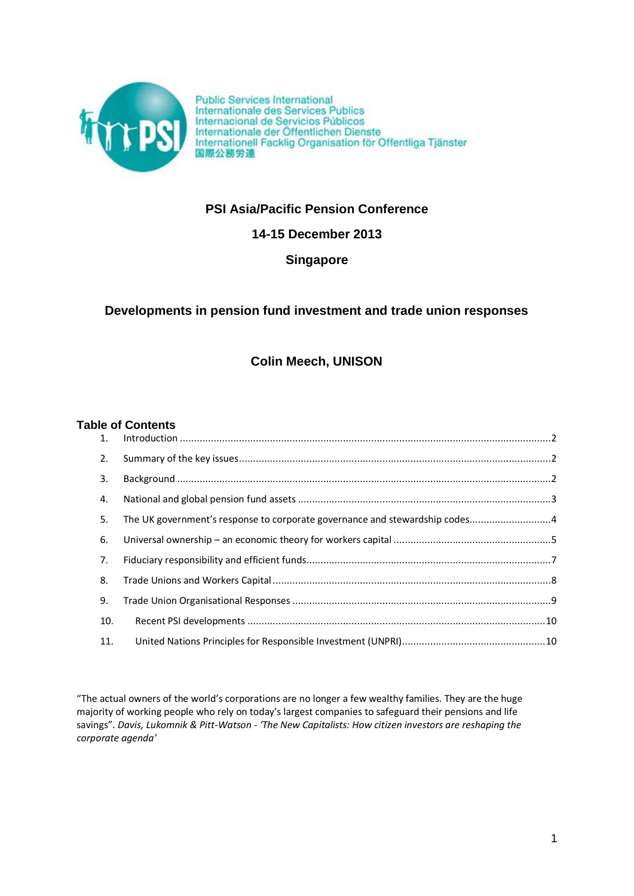Public Services International
Internationale des Services Publics
Internacional de Servicios Públicos
Internationale der Öffentlichen Dienste
Internationell Facklig Organisation för Offentliga Tjänster
国際公務労連

**PSI Asia/Pacific Pension Conference**

**14-15 December 2013**

**Singapore**

# Developments in pension fund investment and trade union responses

**Colin Meech, UNISON**

## Table of Contents

1. Introduction .....2
2. Summary of the key issues .....2
3. Background .....2
4. National and global pension fund assets .....3
5. The UK government's response to corporate governance and stewardship codes .....4
6. Universal ownership – an economic theory for workers capital .....5
7. Fiduciary responsibility and efficient funds .....7
8. Trade Unions and Workers Capital .....8
9. Trade Union Organisational Responses .....9
10. Recent PSI developments .....10
11. United Nations Principles for Responsible Investment (UNPRI) .....10

"The actual owners of the world's corporations are no longer a few wealthy families. They are the huge majority of working people who rely on today's largest companies to safeguard their pensions and life savings". *Davis, Lukomnik & Pitt-Watson - 'The New Capitalists: How citizen investors are reshaping the corporate agenda'*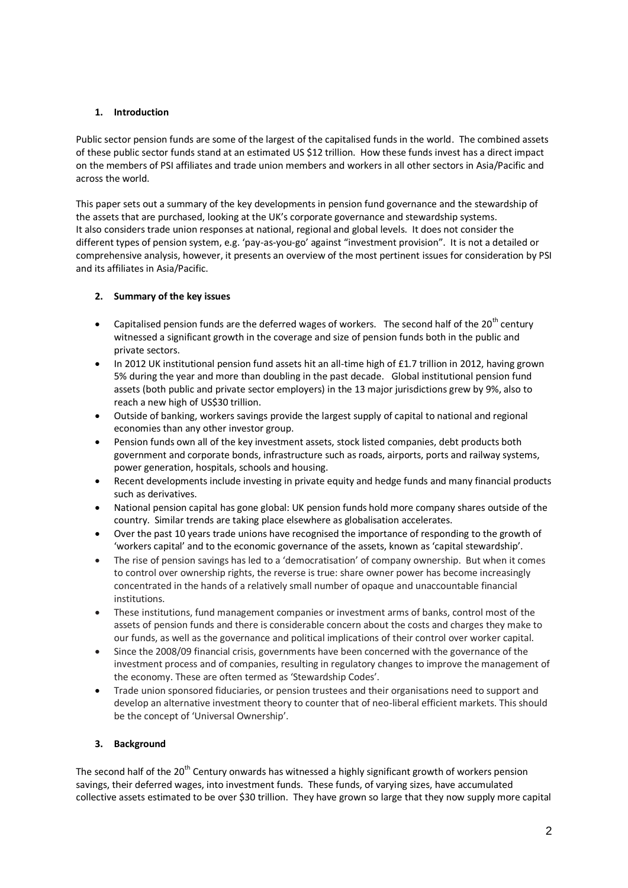## 1. Introduction

Public sector pension funds are some of the largest of the capitalised funds in the world. The combined assets of these public sector funds stand at an estimated US $12 trillion. How these funds invest has a direct impact on the members of PSI affiliates and trade union members and workers in all other sectors in Asia/Pacific and across the world.

This paper sets out a summary of the key developments in pension fund governance and the stewardship of the assets that are purchased, looking at the UK's corporate governance and stewardship systems.
It also considers trade union responses at national, regional and global levels. It does not consider the different types of pension system, e.g. 'pay-as-you-go' against "investment provision". It is not a detailed or comprehensive analysis, however, it presents an overview of the most pertinent issues for consideration by PSI and its affiliates in Asia/Pacific.

## 2. Summary of the key issues

- Capitalised pension funds are the deferred wages of workers. The second half of the 20th century witnessed a significant growth in the coverage and size of pension funds both in the public and private sectors.
- In 2012 UK institutional pension fund assets hit an all-time high of £1.7 trillion in 2012, having grown 5% during the year and more than doubling in the past decade. Global institutional pension fund assets (both public and private sector employers) in the 13 major jurisdictions grew by 9%, also to reach a new high of US$30 trillion.
- Outside of banking, workers savings provide the largest supply of capital to national and regional economies than any other investor group.
- Pension funds own all of the key investment assets, stock listed companies, debt products both government and corporate bonds, infrastructure such as roads, airports, ports and railway systems, power generation, hospitals, schools and housing.
- Recent developments include investing in private equity and hedge funds and many financial products such as derivatives.
- National pension capital has gone global: UK pension funds hold more company shares outside of the country. Similar trends are taking place elsewhere as globalisation accelerates.
- Over the past 10 years trade unions have recognised the importance of responding to the growth of 'workers capital' and to the economic governance of the assets, known as 'capital stewardship'.
- The rise of pension savings has led to a 'democratisation' of company ownership. But when it comes to control over ownership rights, the reverse is true: share owner power has become increasingly concentrated in the hands of a relatively small number of opaque and unaccountable financial institutions.
- These institutions, fund management companies or investment arms of banks, control most of the assets of pension funds and there is considerable concern about the costs and charges they make to our funds, as well as the governance and political implications of their control over worker capital.
- Since the 2008/09 financial crisis, governments have been concerned with the governance of the investment process and of companies, resulting in regulatory changes to improve the management of the economy. These are often termed as 'Stewardship Codes'.
- Trade union sponsored fiduciaries, or pension trustees and their organisations need to support and develop an alternative investment theory to counter that of neo-liberal efficient markets. This should be the concept of 'Universal Ownership'.

## 3. Background

The second half of the 20th Century onwards has witnessed a highly significant growth of workers pension savings, their deferred wages, into investment funds. These funds, of varying sizes, have accumulated collective assets estimated to be over $30 trillion. They have grown so large that they now supply more capital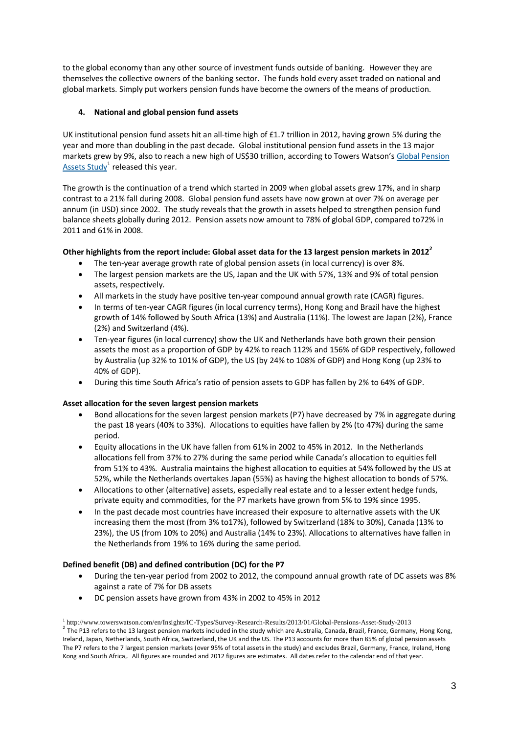to the global economy than any other source of investment funds outside of banking. However they are themselves the collective owners of the banking sector. The funds hold every asset traded on national and global markets. Simply put workers pension funds have become the owners of the means of production.

## 4. National and global pension fund assets

UK institutional pension fund assets hit an all-time high of £1.7 trillion in 2012, having grown 5% during the year and more than doubling in the past decade. Global institutional pension fund assets in the 13 major markets grew by 9%, also to reach a new high of US$30 trillion, according to Towers Watson's Global Pension Assets Study[1] released this year.

The growth is the continuation of a trend which started in 2009 when global assets grew 17%, and in sharp contrast to a 21% fall during 2008. Global pension fund assets have now grown at over 7% on average per annum (in USD) since 2002. The study reveals that the growth in assets helped to strengthen pension fund balance sheets globally during 2012. Pension assets now amount to 78% of global GDP, compared to72% in 2011 and 61% in 2008.

**Other highlights from the report include: Global asset data for the 13 largest pension markets in 2012[2]**

- The ten-year average growth rate of global pension assets (in local currency) is over 8%.
- The largest pension markets are the US, Japan and the UK with 57%, 13% and 9% of total pension assets, respectively.
- All markets in the study have positive ten-year compound annual growth rate (CAGR) figures.
- In terms of ten-year CAGR figures (in local currency terms), Hong Kong and Brazil have the highest growth of 14% followed by South Africa (13%) and Australia (11%). The lowest are Japan (2%), France (2%) and Switzerland (4%).
- Ten-year figures (in local currency) show the UK and Netherlands have both grown their pension assets the most as a proportion of GDP by 42% to reach 112% and 156% of GDP respectively, followed by Australia (up 32% to 101% of GDP), the US (by 24% to 108% of GDP) and Hong Kong (up 23% to 40% of GDP).
- During this time South Africa's ratio of pension assets to GDP has fallen by 2% to 64% of GDP.

**Asset allocation for the seven largest pension markets**

- Bond allocations for the seven largest pension markets (P7) have decreased by 7% in aggregate during the past 18 years (40% to 33%). Allocations to equities have fallen by 2% (to 47%) during the same period.
- Equity allocations in the UK have fallen from 61% in 2002 to 45% in 2012. In the Netherlands allocations fell from 37% to 27% during the same period while Canada's allocation to equities fell from 51% to 43%. Australia maintains the highest allocation to equities at 54% followed by the US at 52%, while the Netherlands overtakes Japan (55%) as having the highest allocation to bonds of 57%.
- Allocations to other (alternative) assets, especially real estate and to a lesser extent hedge funds, private equity and commodities, for the P7 markets have grown from 5% to 19% since 1995.
- In the past decade most countries have increased their exposure to alternative assets with the UK increasing them the most (from 3% to17%), followed by Switzerland (18% to 30%), Canada (13% to 23%), the US (from 10% to 20%) and Australia (14% to 23%). Allocations to alternatives have fallen in the Netherlands from 19% to 16% during the same period.

**Defined benefit (DB) and defined contribution (DC) for the P7**

- During the ten-year period from 2002 to 2012, the compound annual growth rate of DC assets was 8% against a rate of 7% for DB assets
- DC pension assets have grown from 43% in 2002 to 45% in 2012

---

[1] http://www.towerswatson.com/en/Insights/IC-Types/Survey-Research-Results/2013/01/Global-Pensions-Asset-Study-2013

[2] The P13 refers to the 13 largest pension markets included in the study which are Australia, Canada, Brazil, France, Germany, Hong Kong, Ireland, Japan, Netherlands, South Africa, Switzerland, the UK and the US. The P13 accounts for more than 85% of global pension assets The P7 refers to the 7 largest pension markets (over 95% of total assets in the study) and excludes Brazil, Germany, France, Ireland, Hong Kong and South Africa,. All figures are rounded and 2012 figures are estimates. All dates refer to the calendar end of that year.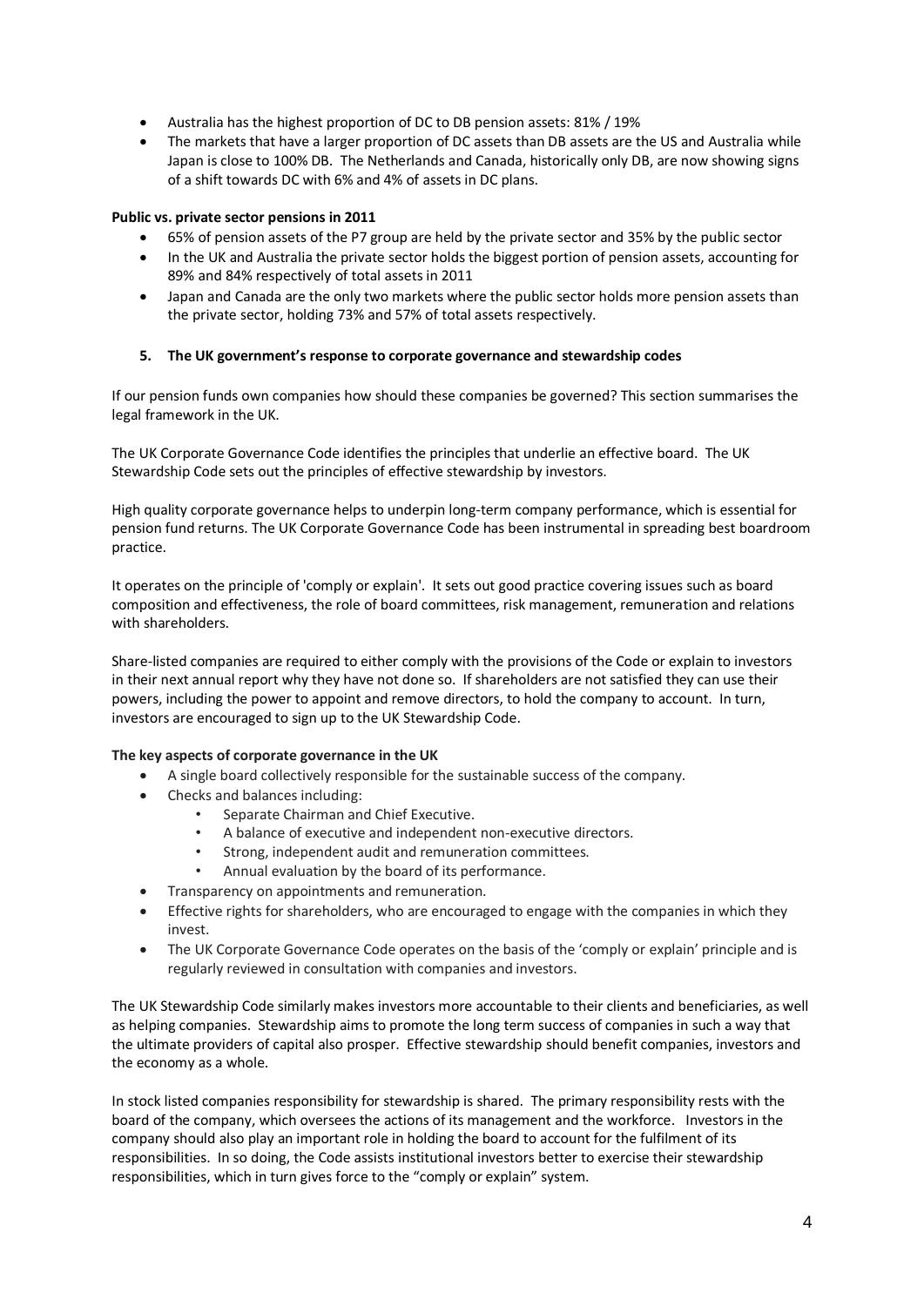- Australia has the highest proportion of DC to DB pension assets: 81% / 19%
- The markets that have a larger proportion of DC assets than DB assets are the US and Australia while Japan is close to 100% DB. The Netherlands and Canada, historically only DB, are now showing signs of a shift towards DC with 6% and 4% of assets in DC plans.

**Public vs. private sector pensions in 2011**

- 65% of pension assets of the P7 group are held by the private sector and 35% by the public sector
- In the UK and Australia the private sector holds the biggest portion of pension assets, accounting for 89% and 84% respectively of total assets in 2011
- Japan and Canada are the only two markets where the public sector holds more pension assets than the private sector, holding 73% and 57% of total assets respectively.

## 5. The UK government's response to corporate governance and stewardship codes

If our pension funds own companies how should these companies be governed? This section summarises the legal framework in the UK.

The UK Corporate Governance Code identifies the principles that underlie an effective board. The UK Stewardship Code sets out the principles of effective stewardship by investors.

High quality corporate governance helps to underpin long-term company performance, which is essential for pension fund returns. The UK Corporate Governance Code has been instrumental in spreading best boardroom practice.

It operates on the principle of 'comply or explain'. It sets out good practice covering issues such as board composition and effectiveness, the role of board committees, risk management, remuneration and relations with shareholders.

Share-listed companies are required to either comply with the provisions of the Code or explain to investors in their next annual report why they have not done so. If shareholders are not satisfied they can use their powers, including the power to appoint and remove directors, to hold the company to account. In turn, investors are encouraged to sign up to the UK Stewardship Code.

**The key aspects of corporate governance in the UK**

- A single board collectively responsible for the sustainable success of the company.
- Checks and balances including:
  - Separate Chairman and Chief Executive.
  - A balance of executive and independent non-executive directors.
  - Strong, independent audit and remuneration committees.
  - Annual evaluation by the board of its performance.
- Transparency on appointments and remuneration.
- Effective rights for shareholders, who are encouraged to engage with the companies in which they invest.
- The UK Corporate Governance Code operates on the basis of the 'comply or explain' principle and is regularly reviewed in consultation with companies and investors.

The UK Stewardship Code similarly makes investors more accountable to their clients and beneficiaries, as well as helping companies. Stewardship aims to promote the long term success of companies in such a way that the ultimate providers of capital also prosper. Effective stewardship should benefit companies, investors and the economy as a whole.

In stock listed companies responsibility for stewardship is shared. The primary responsibility rests with the board of the company, which oversees the actions of its management and the workforce. Investors in the company should also play an important role in holding the board to account for the fulfilment of its responsibilities. In so doing, the Code assists institutional investors better to exercise their stewardship responsibilities, which in turn gives force to the "comply or explain" system.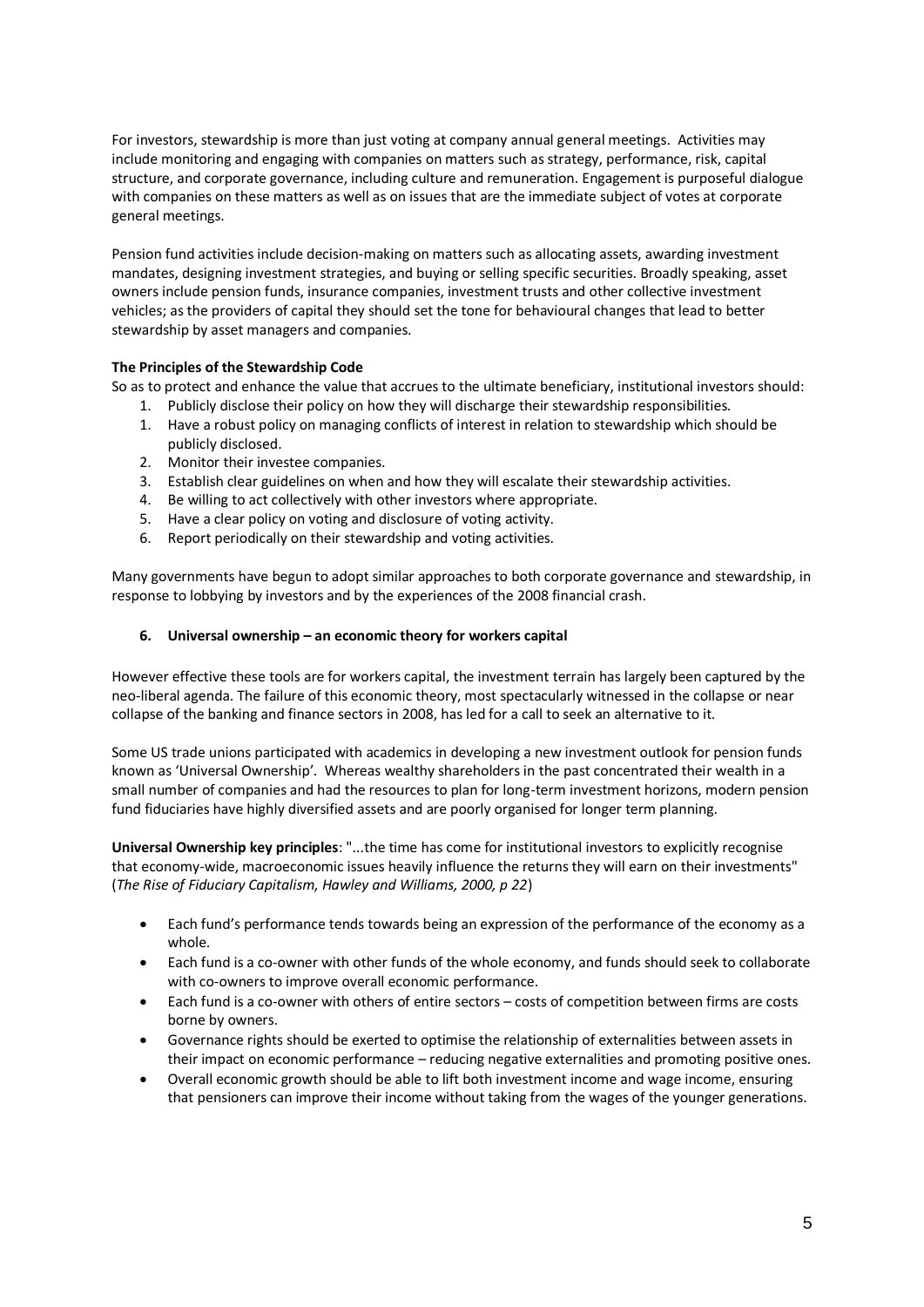For investors, stewardship is more than just voting at company annual general meetings. Activities may include monitoring and engaging with companies on matters such as strategy, performance, risk, capital structure, and corporate governance, including culture and remuneration. Engagement is purposeful dialogue with companies on these matters as well as on issues that are the immediate subject of votes at corporate general meetings.

Pension fund activities include decision-making on matters such as allocating assets, awarding investment mandates, designing investment strategies, and buying or selling specific securities. Broadly speaking, asset owners include pension funds, insurance companies, investment trusts and other collective investment vehicles; as the providers of capital they should set the tone for behavioural changes that lead to better stewardship by asset managers and companies.

**The Principles of the Stewardship Code**

So as to protect and enhance the value that accrues to the ultimate beneficiary, institutional investors should:

1. Publicly disclose their policy on how they will discharge their stewardship responsibilities.
1. Have a robust policy on managing conflicts of interest in relation to stewardship which should be publicly disclosed.
2. Monitor their investee companies.
3. Establish clear guidelines on when and how they will escalate their stewardship activities.
4. Be willing to act collectively with other investors where appropriate.
5. Have a clear policy on voting and disclosure of voting activity.
6. Report periodically on their stewardship and voting activities.

Many governments have begun to adopt similar approaches to both corporate governance and stewardship, in response to lobbying by investors and by the experiences of the 2008 financial crash.

## 6. Universal ownership – an economic theory for workers capital

However effective these tools are for workers capital, the investment terrain has largely been captured by the neo-liberal agenda. The failure of this economic theory, most spectacularly witnessed in the collapse or near collapse of the banking and finance sectors in 2008, has led for a call to seek an alternative to it.

Some US trade unions participated with academics in developing a new investment outlook for pension funds known as 'Universal Ownership'. Whereas wealthy shareholders in the past concentrated their wealth in a small number of companies and had the resources to plan for long-term investment horizons, modern pension fund fiduciaries have highly diversified assets and are poorly organised for longer term planning.

**Universal Ownership key principles**: "...the time has come for institutional investors to explicitly recognise that economy-wide, macroeconomic issues heavily influence the returns they will earn on their investments" (*The Rise of Fiduciary Capitalism, Hawley and Williams, 2000, p 22*)

- Each fund's performance tends towards being an expression of the performance of the economy as a whole.
- Each fund is a co-owner with other funds of the whole economy, and funds should seek to collaborate with co-owners to improve overall economic performance.
- Each fund is a co-owner with others of entire sectors – costs of competition between firms are costs borne by owners.
- Governance rights should be exerted to optimise the relationship of externalities between assets in their impact on economic performance – reducing negative externalities and promoting positive ones.
- Overall economic growth should be able to lift both investment income and wage income, ensuring that pensioners can improve their income without taking from the wages of the younger generations.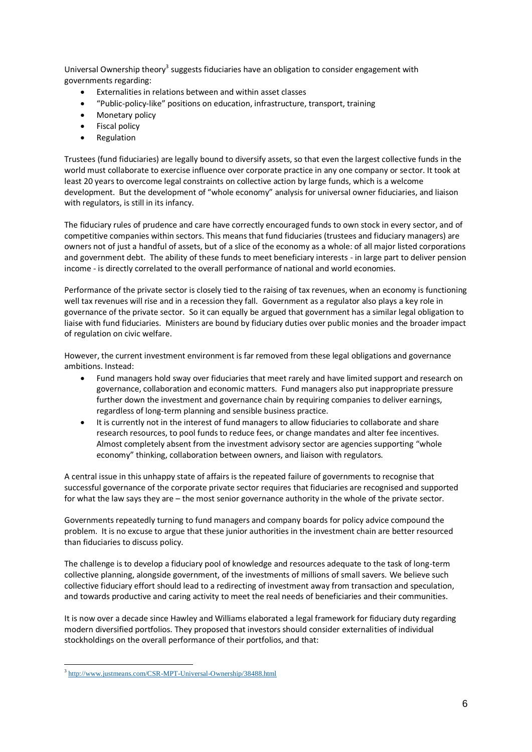Universal Ownership theory[3] suggests fiduciaries have an obligation to consider engagement with governments regarding:

- Externalities in relations between and within asset classes
- "Public-policy-like" positions on education, infrastructure, transport, training
- Monetary policy
- Fiscal policy
- Regulation

Trustees (fund fiduciaries) are legally bound to diversify assets, so that even the largest collective funds in the world must collaborate to exercise influence over corporate practice in any one company or sector. It took at least 20 years to overcome legal constraints on collective action by large funds, which is a welcome development. But the development of "whole economy" analysis for universal owner fiduciaries, and liaison with regulators, is still in its infancy.

The fiduciary rules of prudence and care have correctly encouraged funds to own stock in every sector, and of competitive companies within sectors. This means that fund fiduciaries (trustees and fiduciary managers) are owners not of just a handful of assets, but of a slice of the economy as a whole: of all major listed corporations and government debt. The ability of these funds to meet beneficiary interests - in large part to deliver pension income - is directly correlated to the overall performance of national and world economies.

Performance of the private sector is closely tied to the raising of tax revenues, when an economy is functioning well tax revenues will rise and in a recession they fall. Government as a regulator also plays a key role in governance of the private sector. So it can equally be argued that government has a similar legal obligation to liaise with fund fiduciaries. Ministers are bound by fiduciary duties over public monies and the broader impact of regulation on civic welfare.

However, the current investment environment is far removed from these legal obligations and governance ambitions. Instead:

- Fund managers hold sway over fiduciaries that meet rarely and have limited support and research on governance, collaboration and economic matters. Fund managers also put inappropriate pressure further down the investment and governance chain by requiring companies to deliver earnings, regardless of long-term planning and sensible business practice.
- It is currently not in the interest of fund managers to allow fiduciaries to collaborate and share research resources, to pool funds to reduce fees, or change mandates and alter fee incentives. Almost completely absent from the investment advisory sector are agencies supporting "whole economy" thinking, collaboration between owners, and liaison with regulators.

A central issue in this unhappy state of affairs is the repeated failure of governments to recognise that successful governance of the corporate private sector requires that fiduciaries are recognised and supported for what the law says they are – the most senior governance authority in the whole of the private sector.

Governments repeatedly turning to fund managers and company boards for policy advice compound the problem. It is no excuse to argue that these junior authorities in the investment chain are better resourced than fiduciaries to discuss policy.

The challenge is to develop a fiduciary pool of knowledge and resources adequate to the task of long-term collective planning, alongside government, of the investments of millions of small savers. We believe such collective fiduciary effort should lead to a redirecting of investment away from transaction and speculation, and towards productive and caring activity to meet the real needs of beneficiaries and their communities.

It is now over a decade since Hawley and Williams elaborated a legal framework for fiduciary duty regarding modern diversified portfolios. They proposed that investors should consider externalities of individual stockholdings on the overall performance of their portfolios, and that:

---

[3] http://www.justmeans.com/CSR-MPT-Universal-Ownership/38488.html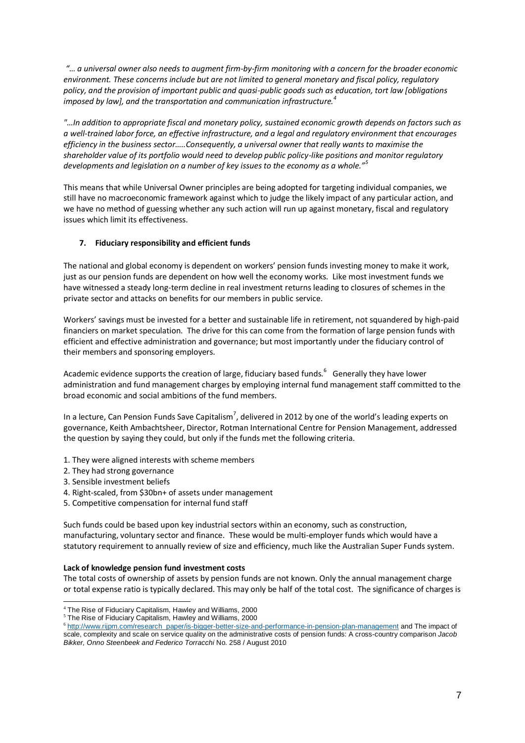*"… a universal owner also needs to augment firm-by-firm monitoring with a concern for the broader economic environment. These concerns include but are not limited to general monetary and fiscal policy, regulatory policy, and the provision of important public and quasi-public goods such as education, tort law [obligations imposed by law], and the transportation and communication infrastructure.*[4]

*"…In addition to appropriate fiscal and monetary policy, sustained economic growth depends on factors such as a well-trained labor force, an effective infrastructure, and a legal and regulatory environment that encourages efficiency in the business sector…..Consequently, a universal owner that really wants to maximise the shareholder value of its portfolio would need to develop public policy-like positions and monitor regulatory developments and legislation on a number of key issues to the economy as a whole."*[5]

This means that while Universal Owner principles are being adopted for targeting individual companies, we still have no macroeconomic framework against which to judge the likely impact of any particular action, and we have no method of guessing whether any such action will run up against monetary, fiscal and regulatory issues which limit its effectiveness.

## 7. Fiduciary responsibility and efficient funds

The national and global economy is dependent on workers' pension funds investing money to make it work, just as our pension funds are dependent on how well the economy works. Like most investment funds we have witnessed a steady long-term decline in real investment returns leading to closures of schemes in the private sector and attacks on benefits for our members in public service.

Workers' savings must be invested for a better and sustainable life in retirement, not squandered by high-paid financiers on market speculation. The drive for this can come from the formation of large pension funds with efficient and effective administration and governance; but most importantly under the fiduciary control of their members and sponsoring employers.

Academic evidence supports the creation of large, fiduciary based funds.[6] Generally they have lower administration and fund management charges by employing internal fund management staff committed to the broad economic and social ambitions of the fund members.

In a lecture, Can Pension Funds Save Capitalism[7], delivered in 2012 by one of the world's leading experts on governance, Keith Ambachtsheer, Director, Rotman International Centre for Pension Management, addressed the question by saying they could, but only if the funds met the following criteria.

1. They were aligned interests with scheme members
2. They had strong governance
3. Sensible investment beliefs
4. Right-scaled, from $30bn+ of assets under management
5. Competitive compensation for internal fund staff

Such funds could be based upon key industrial sectors within an economy, such as construction, manufacturing, voluntary sector and finance. These would be multi-employer funds which would have a statutory requirement to annually review of size and efficiency, much like the Australian Super Funds system.

**Lack of knowledge pension fund investment costs**

The total costs of ownership of assets by pension funds are not known. Only the annual management charge or total expense ratio is typically declared. This may only be half of the total cost. The significance of charges is

---

[4] The Rise of Fiduciary Capitalism, Hawley and Williams, 2000

[5] The Rise of Fiduciary Capitalism, Hawley and Williams, 2000

[6] http://www.rijpm.com/research_paper/is-bigger-better-size-and-performance-in-pension-plan-management and The impact of scale, complexity and scale on service quality on the administrative costs of pension funds: A cross-country comparison *Jacob Bikker, Onno Steenbeek and Federico Torracchi* No. 258 / August 2010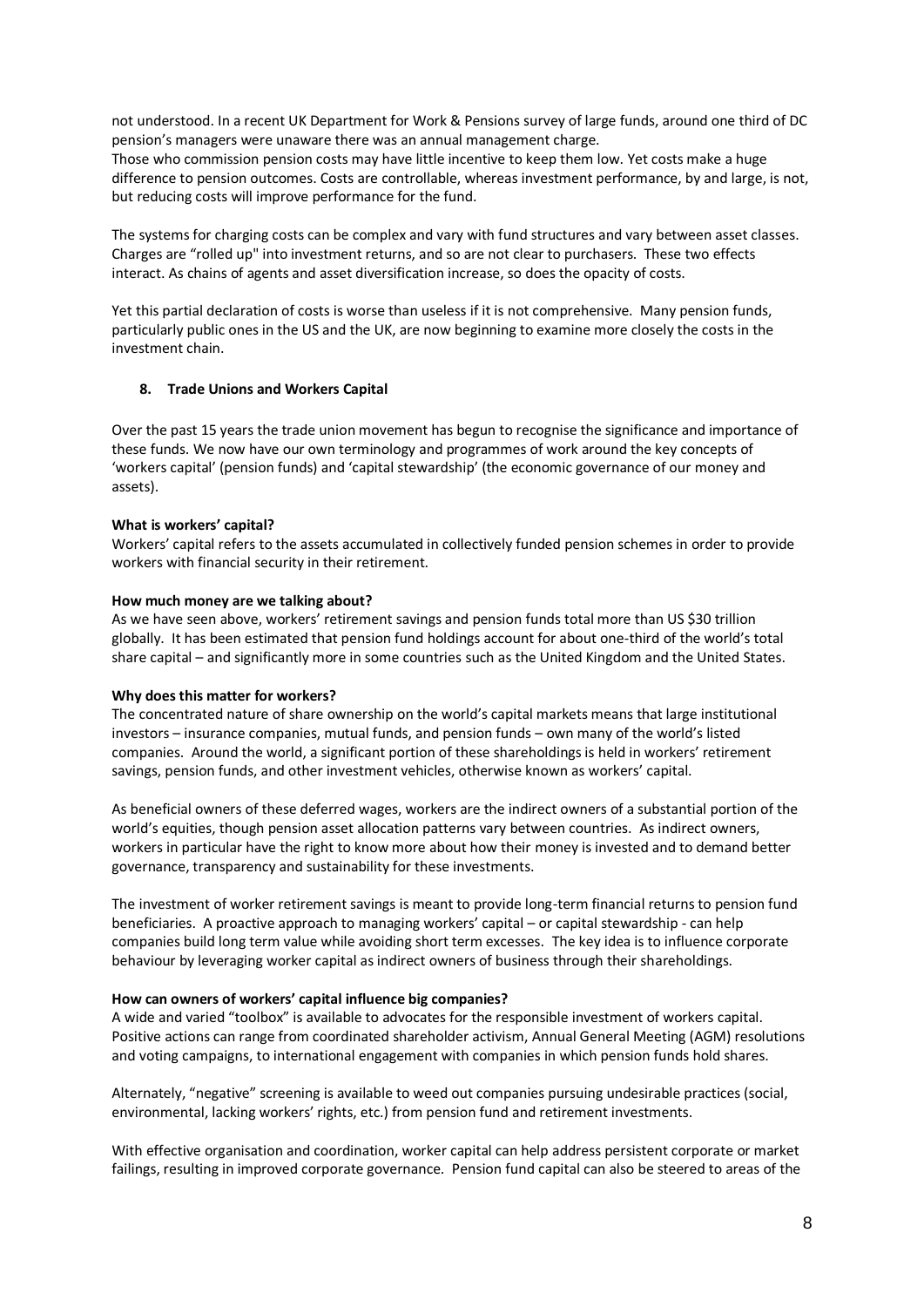not understood. In a recent UK Department for Work & Pensions survey of large funds, around one third of DC pension's managers were unaware there was an annual management charge.
Those who commission pension costs may have little incentive to keep them low. Yet costs make a huge difference to pension outcomes. Costs are controllable, whereas investment performance, by and large, is not, but reducing costs will improve performance for the fund.

The systems for charging costs can be complex and vary with fund structures and vary between asset classes. Charges are "rolled up" into investment returns, and so are not clear to purchasers. These two effects interact. As chains of agents and asset diversification increase, so does the opacity of costs.

Yet this partial declaration of costs is worse than useless if it is not comprehensive. Many pension funds, particularly public ones in the US and the UK, are now beginning to examine more closely the costs in the investment chain.

## 8. Trade Unions and Workers Capital

Over the past 15 years the trade union movement has begun to recognise the significance and importance of these funds. We now have our own terminology and programmes of work around the key concepts of 'workers capital' (pension funds) and 'capital stewardship' (the economic governance of our money and assets).

**What is workers' capital?**
Workers' capital refers to the assets accumulated in collectively funded pension schemes in order to provide workers with financial security in their retirement.

**How much money are we talking about?**
As we have seen above, workers' retirement savings and pension funds total more than US $30 trillion globally. It has been estimated that pension fund holdings account for about one-third of the world's total share capital – and significantly more in some countries such as the United Kingdom and the United States.

**Why does this matter for workers?**
The concentrated nature of share ownership on the world's capital markets means that large institutional investors – insurance companies, mutual funds, and pension funds – own many of the world's listed companies. Around the world, a significant portion of these shareholdings is held in workers' retirement savings, pension funds, and other investment vehicles, otherwise known as workers' capital.

As beneficial owners of these deferred wages, workers are the indirect owners of a substantial portion of the world's equities, though pension asset allocation patterns vary between countries. As indirect owners, workers in particular have the right to know more about how their money is invested and to demand better governance, transparency and sustainability for these investments.

The investment of worker retirement savings is meant to provide long-term financial returns to pension fund beneficiaries. A proactive approach to managing workers' capital – or capital stewardship - can help companies build long term value while avoiding short term excesses. The key idea is to influence corporate behaviour by leveraging worker capital as indirect owners of business through their shareholdings.

**How can owners of workers' capital influence big companies?**
A wide and varied "toolbox" is available to advocates for the responsible investment of workers capital. Positive actions can range from coordinated shareholder activism, Annual General Meeting (AGM) resolutions and voting campaigns, to international engagement with companies in which pension funds hold shares.

Alternately, "negative" screening is available to weed out companies pursuing undesirable practices (social, environmental, lacking workers' rights, etc.) from pension fund and retirement investments.

With effective organisation and coordination, worker capital can help address persistent corporate or market failings, resulting in improved corporate governance. Pension fund capital can also be steered to areas of the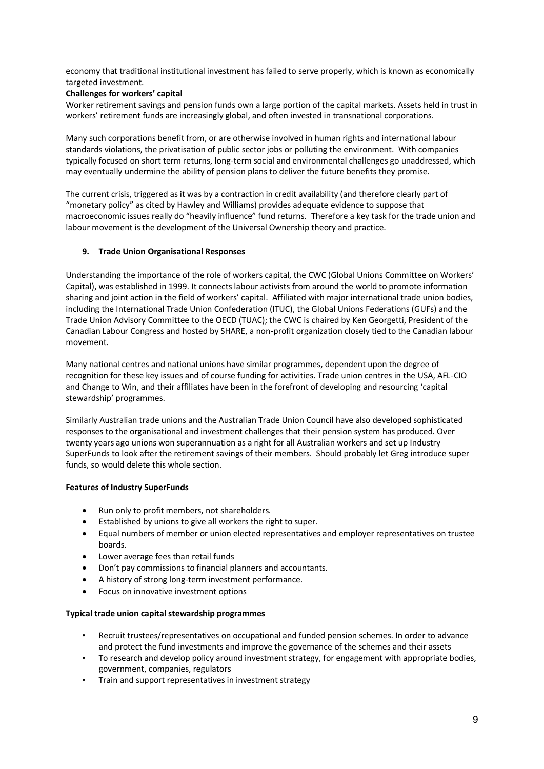economy that traditional institutional investment has failed to serve properly, which is known as economically targeted investment.

**Challenges for workers' capital**

Worker retirement savings and pension funds own a large portion of the capital markets. Assets held in trust in workers' retirement funds are increasingly global, and often invested in transnational corporations.

Many such corporations benefit from, or are otherwise involved in human rights and international labour standards violations, the privatisation of public sector jobs or polluting the environment. With companies typically focused on short term returns, long-term social and environmental challenges go unaddressed, which may eventually undermine the ability of pension plans to deliver the future benefits they promise.

The current crisis, triggered as it was by a contraction in credit availability (and therefore clearly part of "monetary policy" as cited by Hawley and Williams) provides adequate evidence to suppose that macroeconomic issues really do "heavily influence" fund returns. Therefore a key task for the trade union and labour movement is the development of the Universal Ownership theory and practice.

## 9. Trade Union Organisational Responses

Understanding the importance of the role of workers capital, the CWC (Global Unions Committee on Workers' Capital), was established in 1999. It connects labour activists from around the world to promote information sharing and joint action in the field of workers' capital. Affiliated with major international trade union bodies, including the International Trade Union Confederation (ITUC), the Global Unions Federations (GUFs) and the Trade Union Advisory Committee to the OECD (TUAC); the CWC is chaired by Ken Georgetti, President of the Canadian Labour Congress and hosted by SHARE, a non-profit organization closely tied to the Canadian labour movement.

Many national centres and national unions have similar programmes, dependent upon the degree of recognition for these key issues and of course funding for activities. Trade union centres in the USA, AFL-CIO and Change to Win, and their affiliates have been in the forefront of developing and resourcing 'capital stewardship' programmes.

Similarly Australian trade unions and the Australian Trade Union Council have also developed sophisticated responses to the organisational and investment challenges that their pension system has produced. Over twenty years ago unions won superannuation as a right for all Australian workers and set up Industry SuperFunds to look after the retirement savings of their members. Should probably let Greg introduce super funds, so would delete this whole section.

**Features of Industry SuperFunds**

- Run only to profit members, not shareholders.
- Established by unions to give all workers the right to super.
- Equal numbers of member or union elected representatives and employer representatives on trustee boards.
- Lower average fees than retail funds
- Don't pay commissions to financial planners and accountants.
- A history of strong long-term investment performance.
- Focus on innovative investment options

**Typical trade union capital stewardship programmes**

- Recruit trustees/representatives on occupational and funded pension schemes. In order to advance and protect the fund investments and improve the governance of the schemes and their assets
- To research and develop policy around investment strategy, for engagement with appropriate bodies, government, companies, regulators
- Train and support representatives in investment strategy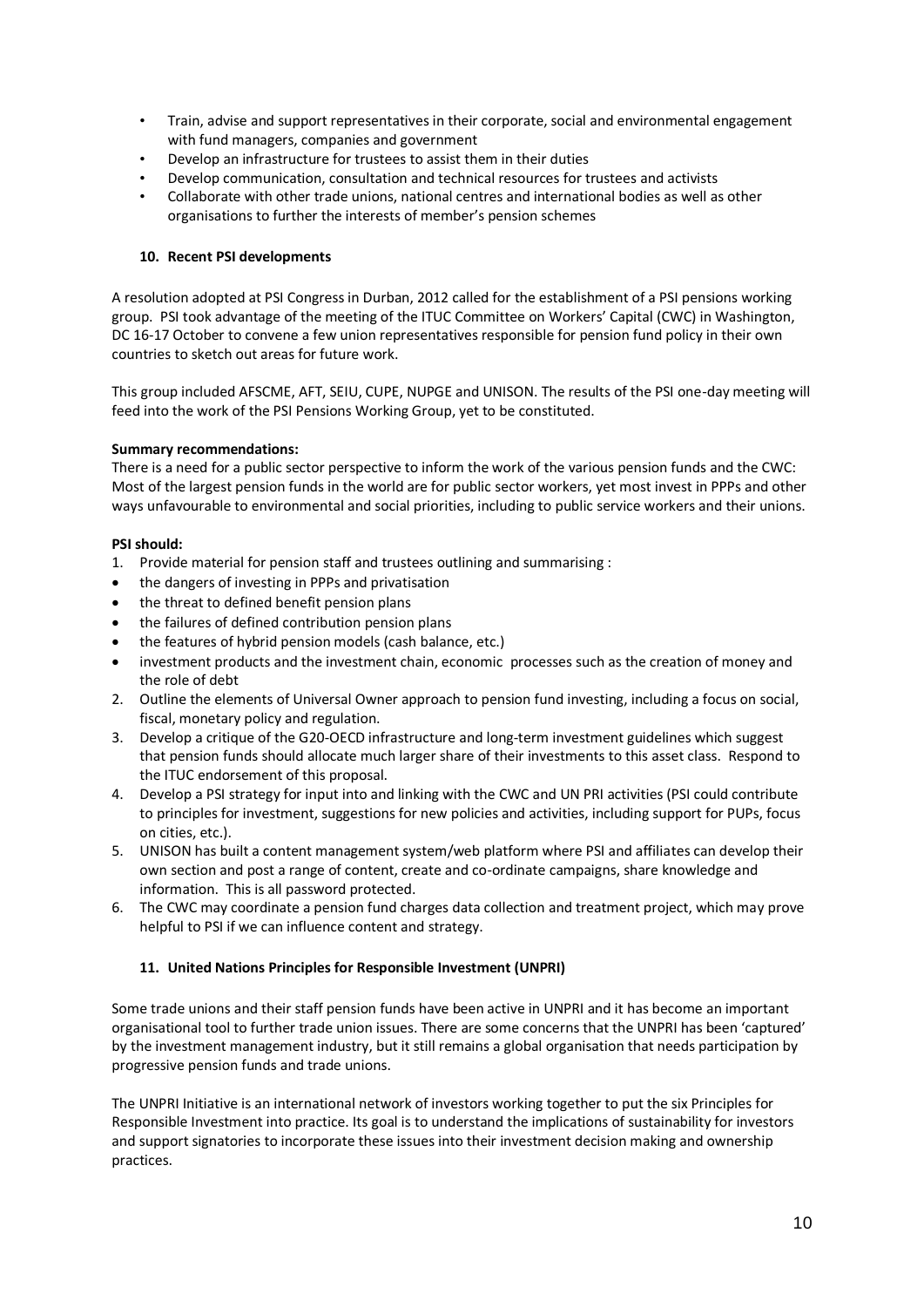- Train, advise and support representatives in their corporate, social and environmental engagement with fund managers, companies and government
- Develop an infrastructure for trustees to assist them in their duties
- Develop communication, consultation and technical resources for trustees and activists
- Collaborate with other trade unions, national centres and international bodies as well as other organisations to further the interests of member's pension schemes

## 10. Recent PSI developments

A resolution adopted at PSI Congress in Durban, 2012 called for the establishment of a PSI pensions working group. PSI took advantage of the meeting of the ITUC Committee on Workers' Capital (CWC) in Washington, DC 16-17 October to convene a few union representatives responsible for pension fund policy in their own countries to sketch out areas for future work.

This group included AFSCME, AFT, SEIU, CUPE, NUPGE and UNISON. The results of the PSI one-day meeting will feed into the work of the PSI Pensions Working Group, yet to be constituted.

**Summary recommendations:**
There is a need for a public sector perspective to inform the work of the various pension funds and the CWC: Most of the largest pension funds in the world are for public sector workers, yet most invest in PPPs and other ways unfavourable to environmental and social priorities, including to public service workers and their unions.

**PSI should:**

1. Provide material for pension staff and trustees outlining and summarising :
   - the dangers of investing in PPPs and privatisation
   - the threat to defined benefit pension plans
   - the failures of defined contribution pension plans
   - the features of hybrid pension models (cash balance, etc.)
   - investment products and the investment chain, economic processes such as the creation of money and the role of debt
2. Outline the elements of Universal Owner approach to pension fund investing, including a focus on social, fiscal, monetary policy and regulation.
3. Develop a critique of the G20-OECD infrastructure and long-term investment guidelines which suggest that pension funds should allocate much larger share of their investments to this asset class. Respond to the ITUC endorsement of this proposal.
4. Develop a PSI strategy for input into and linking with the CWC and UN PRI activities (PSI could contribute to principles for investment, suggestions for new policies and activities, including support for PUPs, focus on cities, etc.).
5. UNISON has built a content management system/web platform where PSI and affiliates can develop their own section and post a range of content, create and co-ordinate campaigns, share knowledge and information. This is all password protected.
6. The CWC may coordinate a pension fund charges data collection and treatment project, which may prove helpful to PSI if we can influence content and strategy.

## 11. United Nations Principles for Responsible Investment (UNPRI)

Some trade unions and their staff pension funds have been active in UNPRI and it has become an important organisational tool to further trade union issues. There are some concerns that the UNPRI has been 'captured' by the investment management industry, but it still remains a global organisation that needs participation by progressive pension funds and trade unions.

The UNPRI Initiative is an international network of investors working together to put the six Principles for Responsible Investment into practice. Its goal is to understand the implications of sustainability for investors and support signatories to incorporate these issues into their investment decision making and ownership practices.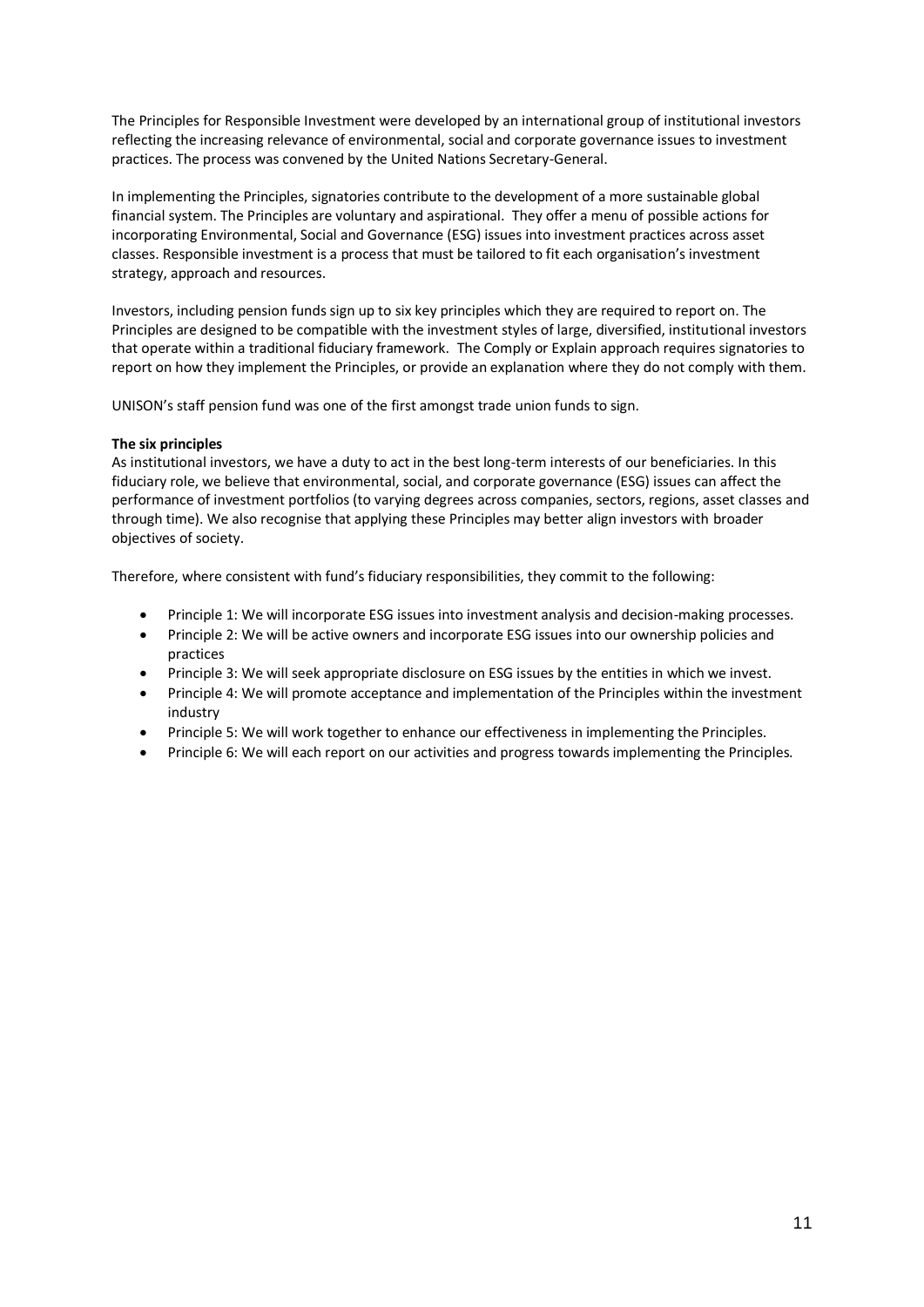The Principles for Responsible Investment were developed by an international group of institutional investors reflecting the increasing relevance of environmental, social and corporate governance issues to investment practices. The process was convened by the United Nations Secretary-General.

In implementing the Principles, signatories contribute to the development of a more sustainable global financial system. The Principles are voluntary and aspirational. They offer a menu of possible actions for incorporating Environmental, Social and Governance (ESG) issues into investment practices across asset classes. Responsible investment is a process that must be tailored to fit each organisation's investment strategy, approach and resources.

Investors, including pension funds sign up to six key principles which they are required to report on. The Principles are designed to be compatible with the investment styles of large, diversified, institutional investors that operate within a traditional fiduciary framework. The Comply or Explain approach requires signatories to report on how they implement the Principles, or provide an explanation where they do not comply with them.

UNISON's staff pension fund was one of the first amongst trade union funds to sign.

**The six principles**

As institutional investors, we have a duty to act in the best long-term interests of our beneficiaries. In this fiduciary role, we believe that environmental, social, and corporate governance (ESG) issues can affect the performance of investment portfolios (to varying degrees across companies, sectors, regions, asset classes and through time). We also recognise that applying these Principles may better align investors with broader objectives of society.

Therefore, where consistent with fund's fiduciary responsibilities, they commit to the following:

- Principle 1: We will incorporate ESG issues into investment analysis and decision-making processes.
- Principle 2: We will be active owners and incorporate ESG issues into our ownership policies and practices
- Principle 3: We will seek appropriate disclosure on ESG issues by the entities in which we invest.
- Principle 4: We will promote acceptance and implementation of the Principles within the investment industry
- Principle 5: We will work together to enhance our effectiveness in implementing the Principles.
- Principle 6: We will each report on our activities and progress towards implementing the Principles.